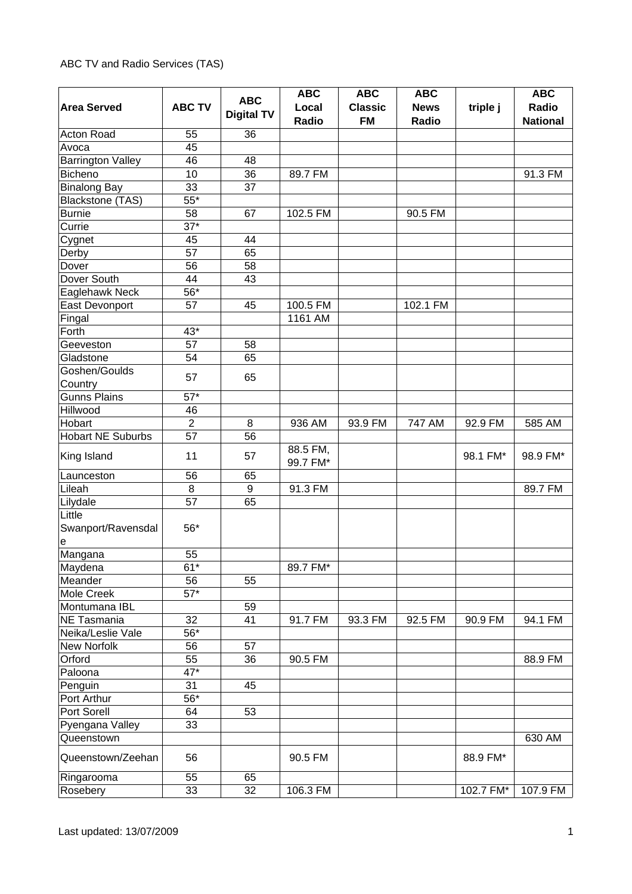ABC TV and Radio Services (TAS)

| Area Served | ABC TV | ABC Digital TV | ABC Local Radio | ABC Classic FM | ABC News Radio | triple j | ABC Radio National |
|---|---|---|---|---|---|---|---|
| Acton Road | 55 | 36 | | | | | |
| Avoca | 45 | | | | | | |
| Barrington Valley | 46 | 48 | | | | | |
| Bicheno | 10 | 36 | 89.7 FM | | | | 91.3 FM |
| Binalong Bay | 33 | 37 | | | | | |
| Blackstone (TAS) | 55* | | | | | | |
| Burnie | 58 | 67 | 102.5 FM | | 90.5 FM | | |
| Currie | 37* | | | | | | |
| Cygnet | 45 | 44 | | | | | |
| Derby | 57 | 65 | | | | | |
| Dover | 56 | 58 | | | | | |
| Dover South | 44 | 43 | | | | | |
| Eaglehawk Neck | 56* | | | | | | |
| East Devonport | 57 | 45 | 100.5 FM | | 102.1 FM | | |
| Fingal | | | 1161 AM | | | | |
| Forth | 43* | | | | | | |
| Geeveston | 57 | 58 | | | | | |
| Gladstone | 54 | 65 | | | | | |
| Goshen/Goulds Country | 57 | 65 | | | | | |
| Gunns Plains | 57* | | | | | | |
| Hillwood | 46 | | | | | | |
| Hobart | 2 | 8 | 936 AM | 93.9 FM | 747 AM | 92.9 FM | 585 AM |
| Hobart NE Suburbs | 57 | 56 | | | | | |
| King Island | 11 | 57 | 88.5 FM, 99.7 FM* | | | 98.1 FM* | 98.9 FM* |
| Launceston | 56 | 65 | | | | | |
| Lileah | 8 | 9 | 91.3 FM | | | | 89.7 FM |
| Lilydale | 57 | 65 | | | | | |
| Little Swanport/Ravensdale | 56* | | | | | | |
| Mangana | 55 | | | | | | |
| Maydena | 61* | | 89.7 FM* | | | | |
| Meander | 56 | 55 | | | | | |
| Mole Creek | 57* | | | | | | |
| Montumana IBL | | 59 | | | | | |
| NE Tasmania | 32 | 41 | 91.7 FM | 93.3 FM | 92.5 FM | 90.9 FM | 94.1 FM |
| Neika/Leslie Vale | 56* | | | | | | |
| New Norfolk | 56 | 57 | | | | | |
| Orford | 55 | 36 | 90.5 FM | | | | 88.9 FM |
| Paloona | 47* | | | | | | |
| Penguin | 31 | 45 | | | | | |
| Port Arthur | 56* | | | | | | |
| Port Sorell | 64 | 53 | | | | | |
| Pyengana Valley | 33 | | | | | | |
| Queenstown | | | | | | | 630 AM |
| Queenstown/Zeehan | 56 | | 90.5 FM | | | 88.9 FM* | |
| Ringarooma | 55 | 65 | | | | | |
| Rosebery | 33 | 32 | 106.3 FM | | | 102.7 FM* | 107.9 FM |

Last updated: 13/07/2009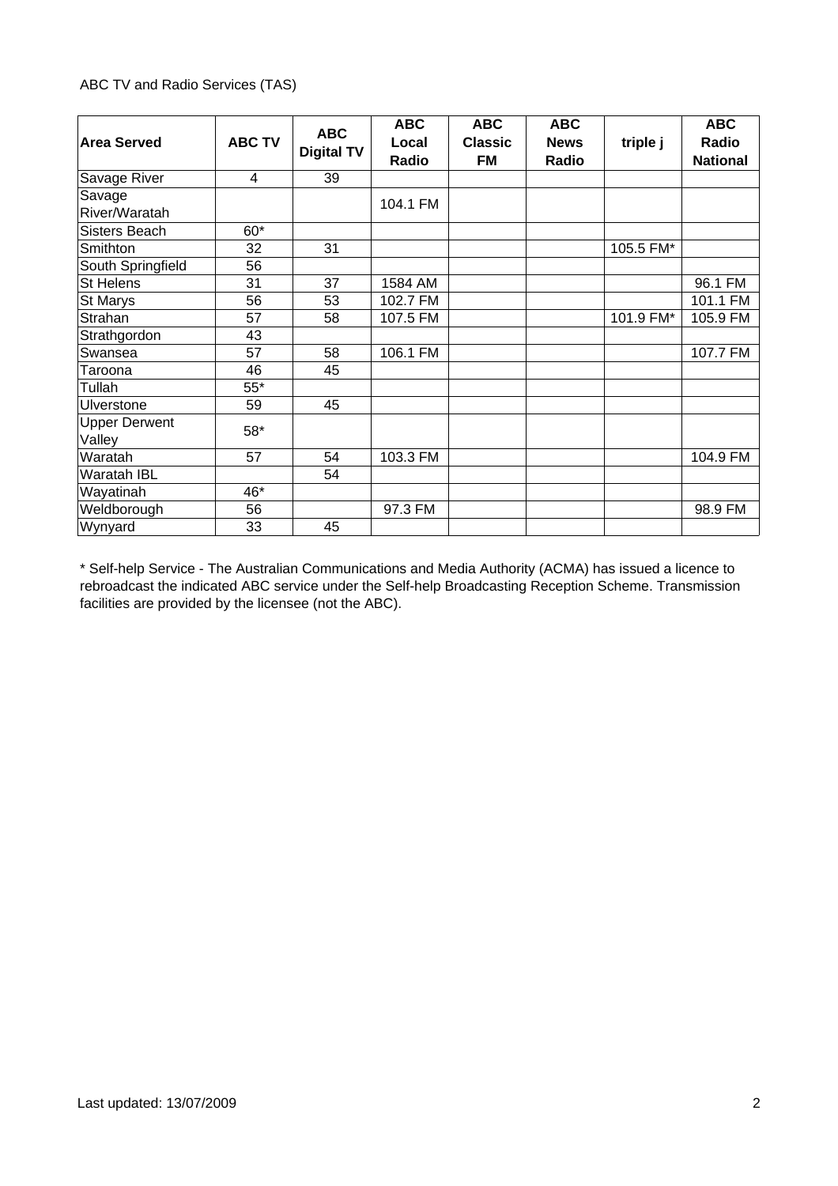ABC TV and Radio Services (TAS)

| Area Served | ABC TV | ABC Digital TV | ABC Local Radio | ABC Classic FM | ABC News Radio | triple j | ABC Radio National |
|---|---|---|---|---|---|---|---|
| Savage River | 4 | 39 | | | | | |
| Savage River/Waratah | | | 104.1 FM | | | | |
| Sisters Beach | 60* | | | | | | |
| Smithton | 32 | 31 | | | | 105.5 FM* | |
| South Springfield | 56 | | | | | | |
| St Helens | 31 | 37 | 1584 AM | | | | 96.1 FM |
| St Marys | 56 | 53 | 102.7 FM | | | | 101.1 FM |
| Strahan | 57 | 58 | 107.5 FM | | | 101.9 FM* | 105.9 FM |
| Strathgordon | 43 | | | | | | |
| Swansea | 57 | 58 | 106.1 FM | | | | 107.7 FM |
| Taroona | 46 | 45 | | | | | |
| Tullah | 55* | | | | | | |
| Ulverstone | 59 | 45 | | | | | |
| Upper Derwent Valley | 58* | | | | | | |
| Waratah | 57 | 54 | 103.3 FM | | | | 104.9 FM |
| Waratah IBL | | 54 | | | | | |
| Wayatinah | 46* | | | | | | |
| Weldborough | 56 | | 97.3 FM | | | | 98.9 FM |
| Wynyard | 33 | 45 | | | | | |

* Self-help Service - The Australian Communications and Media Authority (ACMA) has issued a licence to rebroadcast the indicated ABC service under the Self-help Broadcasting Reception Scheme. Transmission facilities are provided by the licensee (not the ABC).

Last updated: 13/07/2009